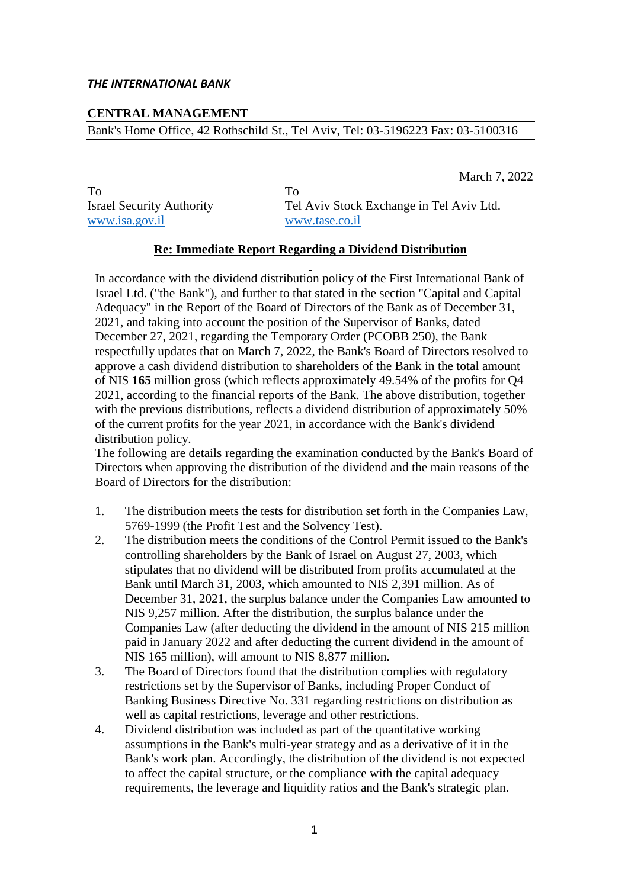***THE INTERNATIONAL BANK***

**CENTRAL MANAGEMENT**

Bank's Home Office, 42 Rothschild St., Tel Aviv, Tel: 03-5196223 Fax: 03-5100316

March 7, 2022

To
Israel Security Authority
www.isa.gov.il

To
Tel Aviv Stock Exchange in Tel Aviv Ltd.
www.tase.co.il

**Re: Immediate Report Regarding a Dividend Distribution**

In accordance with the dividend distribution policy of the First International Bank of Israel Ltd. ("the Bank"), and further to that stated in the section "Capital and Capital Adequacy" in the Report of the Board of Directors of the Bank as of December 31, 2021, and taking into account the position of the Supervisor of Banks, dated December 27, 2021, regarding the Temporary Order (PCOBB 250), the Bank respectfully updates that on March 7, 2022, the Bank's Board of Directors resolved to approve a cash dividend distribution to shareholders of the Bank in the total amount of NIS **165** million gross (which reflects approximately 49.54% of the profits for Q4 2021, according to the financial reports of the Bank. The above distribution, together with the previous distributions, reflects a dividend distribution of approximately 50% of the current profits for the year 2021, in accordance with the Bank's dividend distribution policy.

The following are details regarding the examination conducted by the Bank's Board of Directors when approving the distribution of the dividend and the main reasons of the Board of Directors for the distribution:

1. The distribution meets the tests for distribution set forth in the Companies Law, 5769-1999 (the Profit Test and the Solvency Test).
2. The distribution meets the conditions of the Control Permit issued to the Bank's controlling shareholders by the Bank of Israel on August 27, 2003, which stipulates that no dividend will be distributed from profits accumulated at the Bank until March 31, 2003, which amounted to NIS 2,391 million. As of December 31, 2021, the surplus balance under the Companies Law amounted to NIS 9,257 million. After the distribution, the surplus balance under the Companies Law (after deducting the dividend in the amount of NIS 215 million paid in January 2022 and after deducting the current dividend in the amount of NIS 165 million), will amount to NIS 8,877 million.
3. The Board of Directors found that the distribution complies with regulatory restrictions set by the Supervisor of Banks, including Proper Conduct of Banking Business Directive No. 331 regarding restrictions on distribution as well as capital restrictions, leverage and other restrictions.
4. Dividend distribution was included as part of the quantitative working assumptions in the Bank's multi-year strategy and as a derivative of it in the Bank's work plan. Accordingly, the distribution of the dividend is not expected to affect the capital structure, or the compliance with the capital adequacy requirements, the leverage and liquidity ratios and the Bank's strategic plan.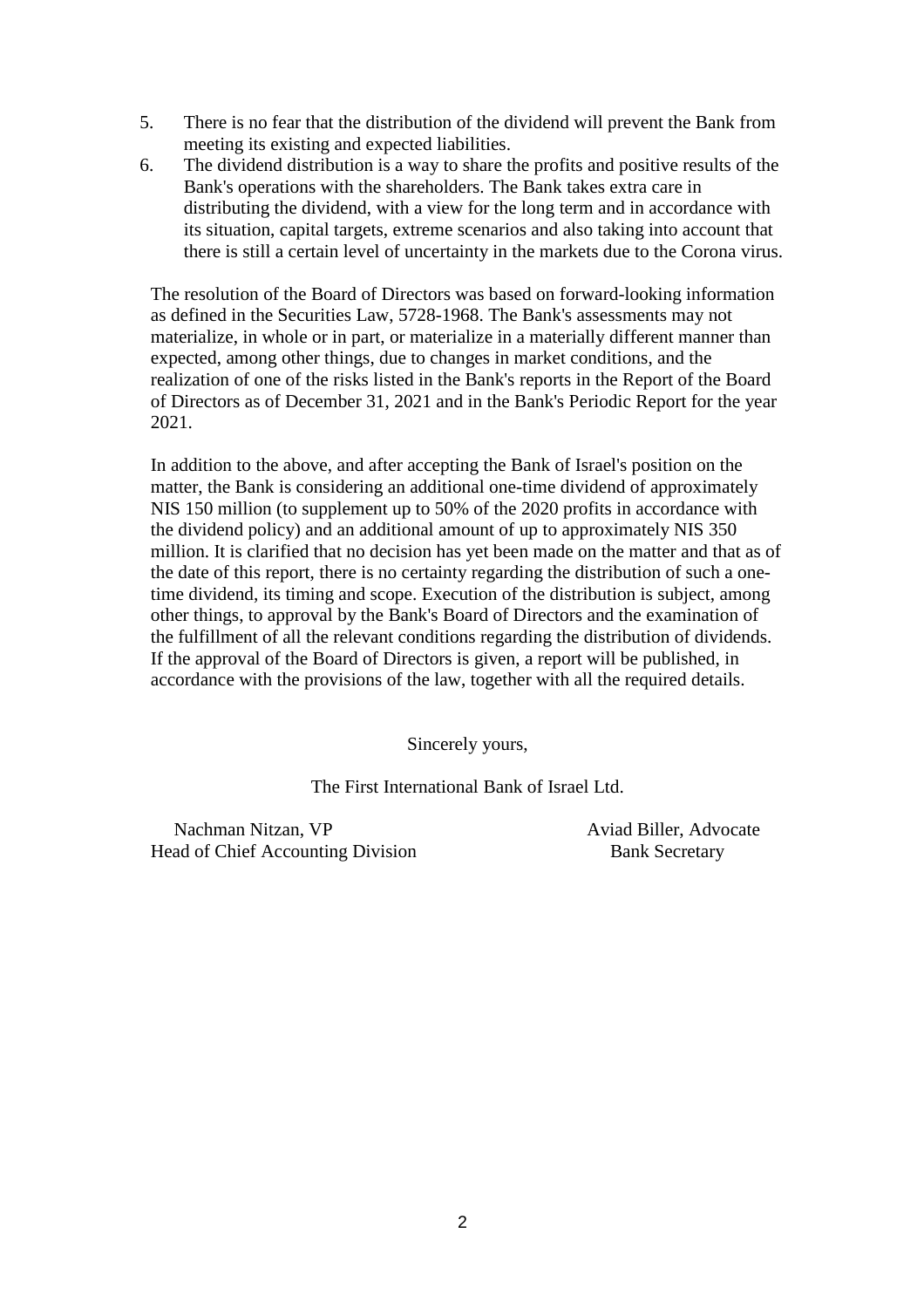5. There is no fear that the distribution of the dividend will prevent the Bank from meeting its existing and expected liabilities.
6. The dividend distribution is a way to share the profits and positive results of the Bank's operations with the shareholders. The Bank takes extra care in distributing the dividend, with a view for the long term and in accordance with its situation, capital targets, extreme scenarios and also taking into account that there is still a certain level of uncertainty in the markets due to the Corona virus.

The resolution of the Board of Directors was based on forward-looking information as defined in the Securities Law, 5728-1968. The Bank's assessments may not materialize, in whole or in part, or materialize in a materially different manner than expected, among other things, due to changes in market conditions, and the realization of one of the risks listed in the Bank's reports in the Report of the Board of Directors as of December 31, 2021 and in the Bank's Periodic Report for the year 2021.

In addition to the above, and after accepting the Bank of Israel's position on the matter, the Bank is considering an additional one-time dividend of approximately NIS 150 million (to supplement up to 50% of the 2020 profits in accordance with the dividend policy) and an additional amount of up to approximately NIS 350 million. It is clarified that no decision has yet been made on the matter and that as of the date of this report, there is no certainty regarding the distribution of such a one-time dividend, its timing and scope. Execution of the distribution is subject, among other things, to approval by the Bank's Board of Directors and the examination of the fulfillment of all the relevant conditions regarding the distribution of dividends. If the approval of the Board of Directors is given, a report will be published, in accordance with the provisions of the law, together with all the required details.

Sincerely yours,

The First International Bank of Israel Ltd.

Nachman Nitzan, VP
Head of Chief Accounting Division

Aviad Biller, Advocate
Bank Secretary